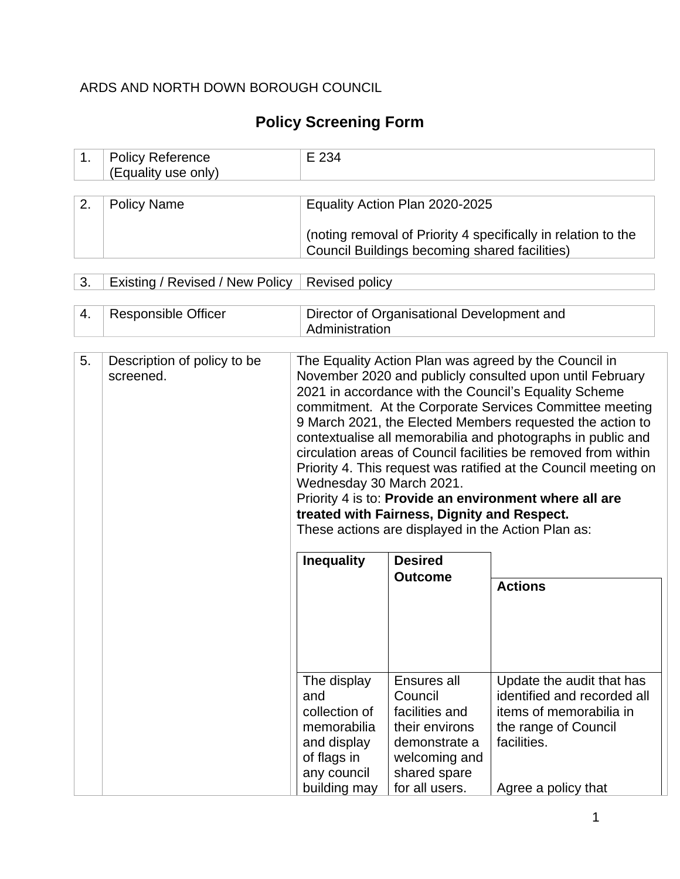ARDS AND NORTH DOWN BOROUGH COUNCIL

# Policy Screening Form

| 1. | Policy Reference (Equality use only) | E 234 |
|---|---|---|

| 2. | Policy Name | Equality Action Plan 2020-2025<br><br>(noting removal of Priority 4 specifically in relation to the Council Buildings becoming shared facilities) |
|---|---|---|

| 3. | Existing / Revised / New Policy | Revised policy |
|---|---|---|

| 4. | Responsible Officer | Director of Organisational Development and Administration |
|---|---|---|

| 5. | Description of policy to be screened. | The Equality Action Plan was agreed by the Council in November 2020 and publicly consulted upon until February 2021 in accordance with the Council's Equality Scheme commitment. At the Corporate Services Committee meeting 9 March 2021, the Elected Members requested the action to contextualise all memorabilia and photographs in public and circulation areas of Council facilities be removed from within Priority 4. This request was ratified at the Council meeting on Wednesday 30 March 2021.<br>Priority 4 is to: **Provide an environment where all are treated with Fairness, Dignity and Respect.**<br>These actions are displayed in the Action Plan as: |
|---|---|---|

| **Inequality** | **Desired Outcome** | **Actions** |
|---|---|---|
| The display and collection of memorabilia and display of flags in any council building may | Ensures all Council facilities and their environs demonstrate a welcoming and shared spare for all users. | Update the audit that has identified and recorded all items of memorabilia in the range of Council facilities.<br><br>Agree a policy that |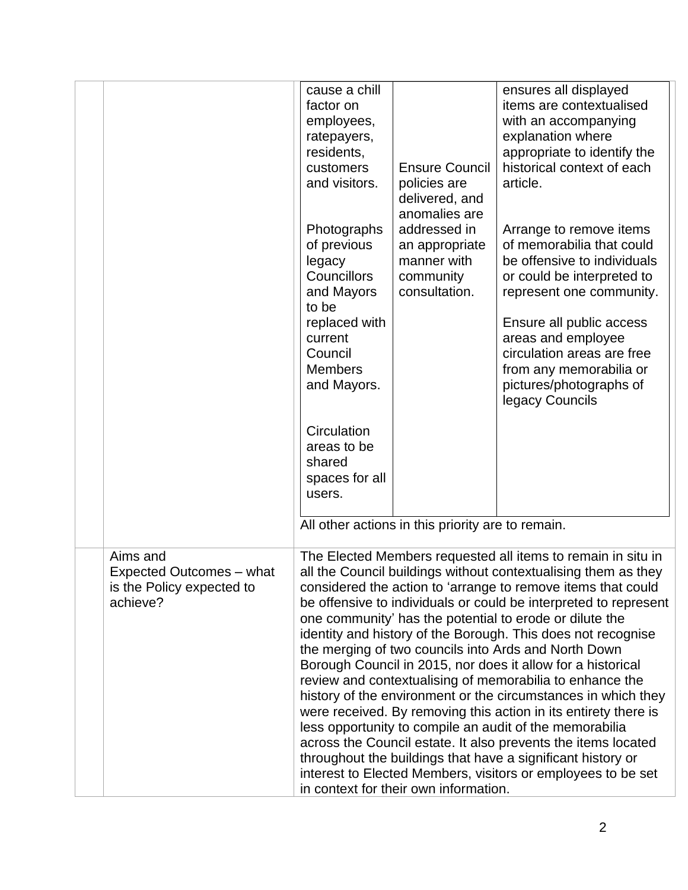| | | | | |
|---|---|---|---|---|
| | | cause a chill factor on employees, ratepayers, residents, customers and visitors.<br><br>Photographs of previous legacy Councillors and Mayors to be replaced with current Council Members and Mayors.<br><br>Circulation areas to be shared spaces for all users. | Ensure Council policies are delivered, and anomalies are addressed in an appropriate manner with community consultation. | ensures all displayed items are contextualised with an accompanying explanation where appropriate to identify the historical context of each article.<br><br>Arrange to remove items of memorabilia that could be offensive to individuals or could be interpreted to represent one community.<br><br>Ensure all public access areas and employee circulation areas are free from any memorabilia or pictures/photographs of legacy Councils |
| | | All other actions in this priority are to remain. | | |
| | Aims and Expected Outcomes – what is the Policy expected to achieve? | The Elected Members requested all items to remain in situ in all the Council buildings without contextualising them as they considered the action to 'arrange to remove items that could be offensive to individuals or could be interpreted to represent one community' has the potential to erode or dilute the identity and history of the Borough. This does not recognise the merging of two councils into Ards and North Down Borough Council in 2015, nor does it allow for a historical review and contextualising of memorabilia to enhance the history of the environment or the circumstances in which they were received. By removing this action in its entirety there is less opportunity to compile an audit of the memorabilia across the Council estate. It also prevents the items located throughout the buildings that have a significant history or interest to Elected Members, visitors or employees to be set in context for their own information. | | |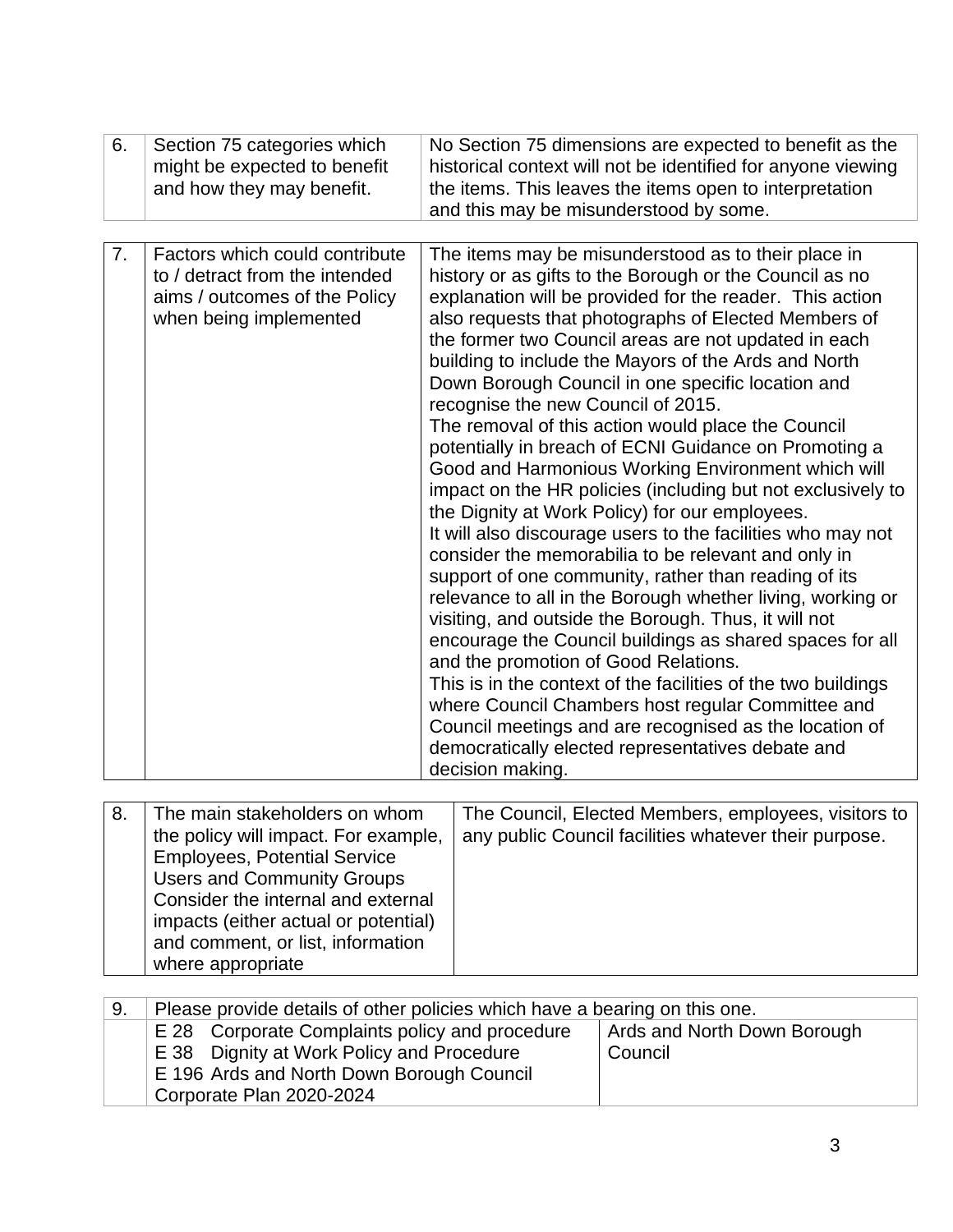| 6. | Section 75 categories which might be expected to benefit and how they may benefit. | No Section 75 dimensions are expected to benefit as the historical context will not be identified for anyone viewing the items. This leaves the items open to interpretation and this may be misunderstood by some. |
|---|---|---|

| 7. | Factors which could contribute to / detract from the intended aims / outcomes of the Policy when being implemented | The items may be misunderstood as to their place in history or as gifts to the Borough or the Council as no explanation will be provided for the reader. This action also requests that photographs of Elected Members of the former two Council areas are not updated in each building to include the Mayors of the Ards and North Down Borough Council in one specific location and recognise the new Council of 2015.<br>The removal of this action would place the Council potentially in breach of ECNI Guidance on Promoting a Good and Harmonious Working Environment which will impact on the HR policies (including but not exclusively to the Dignity at Work Policy) for our employees.<br>It will also discourage users to the facilities who may not consider the memorabilia to be relevant and only in support of one community, rather than reading of its relevance to all in the Borough whether living, working or visiting, and outside the Borough. Thus, it will not encourage the Council buildings as shared spaces for all and the promotion of Good Relations.<br>This is in the context of the facilities of the two buildings where Council Chambers host regular Committee and Council meetings and are recognised as the location of democratically elected representatives debate and decision making. |
|---|---|---|

| 8. | The main stakeholders on whom the policy will impact. For example, Employees, Potential Service Users and Community Groups Consider the internal and external impacts (either actual or potential) and comment, or list, information where appropriate | The Council, Elected Members, employees, visitors to any public Council facilities whatever their purpose. |
|---|---|---|

| 9. | Please provide details of other policies which have a bearing on this one. | |
|---|---|---|
| | E 28 Corporate Complaints policy and procedure<br>E 38 Dignity at Work Policy and Procedure<br>E 196 Ards and North Down Borough Council Corporate Plan 2020-2024 | Ards and North Down Borough Council |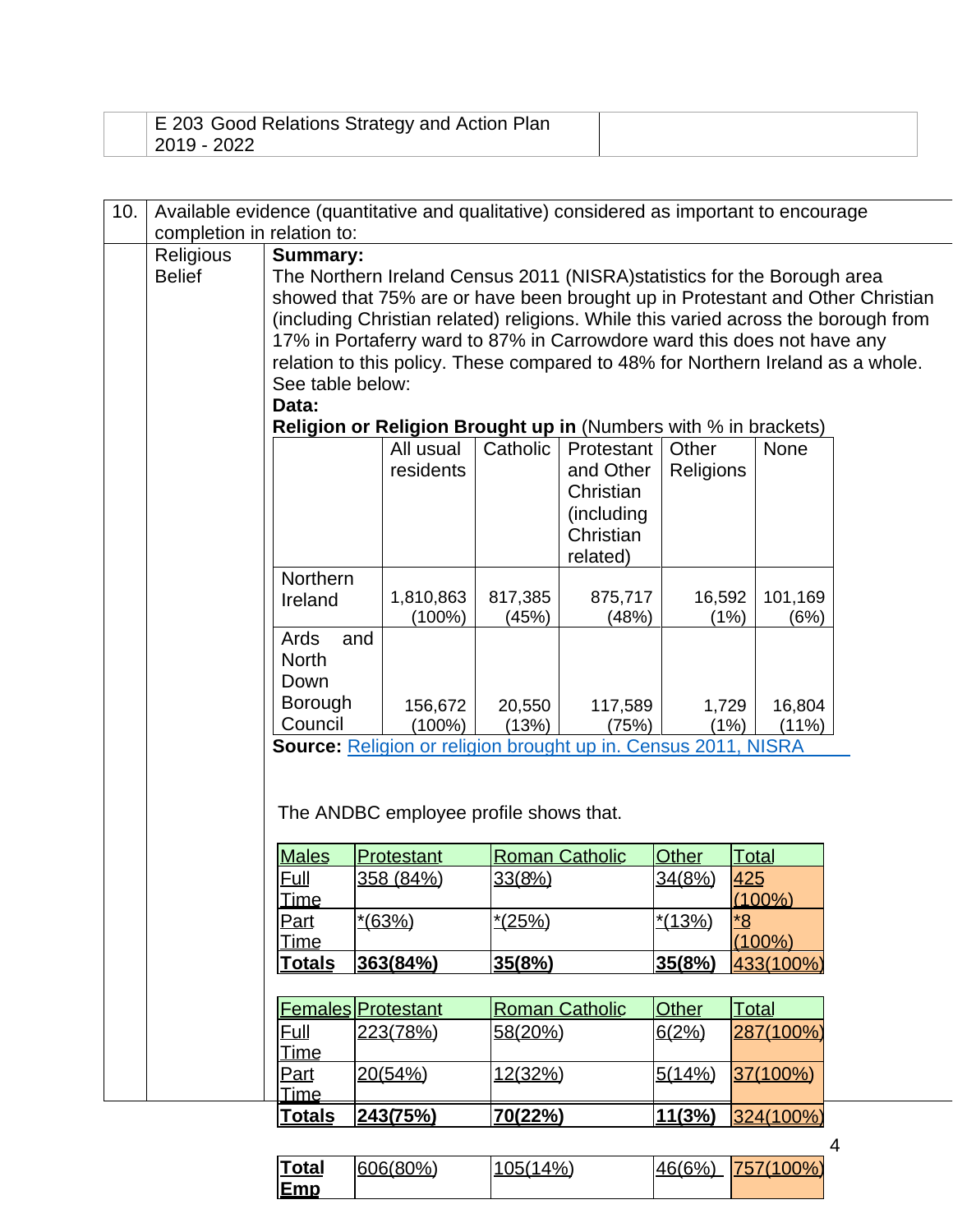| | E 203 Good Relations Strategy and Action Plan 2019 - 2022 | |
|---|---|---|

**10.** Available evidence (quantitative and qualitative) considered as important to encourage completion in relation to:

**Religious Belief**

**Summary:**

The Northern Ireland Census 2011 (NISRA)statistics for the Borough area showed that 75% are or have been brought up in Protestant and Other Christian (including Christian related) religions. While this varied across the borough from 17% in Portaferry ward to 87% in Carrowdore ward this does not have any relation to this policy. These compared to 48% for Northern Ireland as a whole. See table below:

**Data:**

**Religion or Religion Brought up in** (Numbers with % in brackets)

| | All usual residents | Catholic | Protestant and Other Christian (including Christian related) | Other Religions | None |
|---|---|---|---|---|---|
| Northern Ireland | 1,810,863 (100%) | 817,385 (45%) | 875,717 (48%) | 16,592 (1%) | 101,169 (6%) |
| Ards and North Down Borough Council | 156,672 (100%) | 20,550 (13%) | 117,589 (75%) | 1,729 (1%) | 16,804 (11%) |

**Source:** Religion or religion brought up in. Census 2011, NISRA

The ANDBC employee profile shows that.

| Males | Protestant | Roman Catholic | Other | Total |
|---|---|---|---|---|
| Full Time | 358 (84%) | 33(8%) | 34(8%) | 425 (100%) |
| Part Time | *(63%) | *(25%) | *(13%) | *8 (100%) |
| **Totals** | **363(84%)** | **35(8%)** | **35(8%)** | 433(100%) |

| Females | Protestant | Roman Catholic | Other | Total |
|---|---|---|---|---|
| Full Time | 223(78%) | 58(20%) | 6(2%) | 287(100%) |
| Part Time | 20(54%) | 12(32%) | 5(14%) | 37(100%) |
| **Totals** | **243(75%)** | **70(22%)** | **11(3%)** | 324(100%) |

| **Total Emp** | 606(80%) | 105(14%) | 46(6%) | 757(100%) |
|---|---|---|---|---|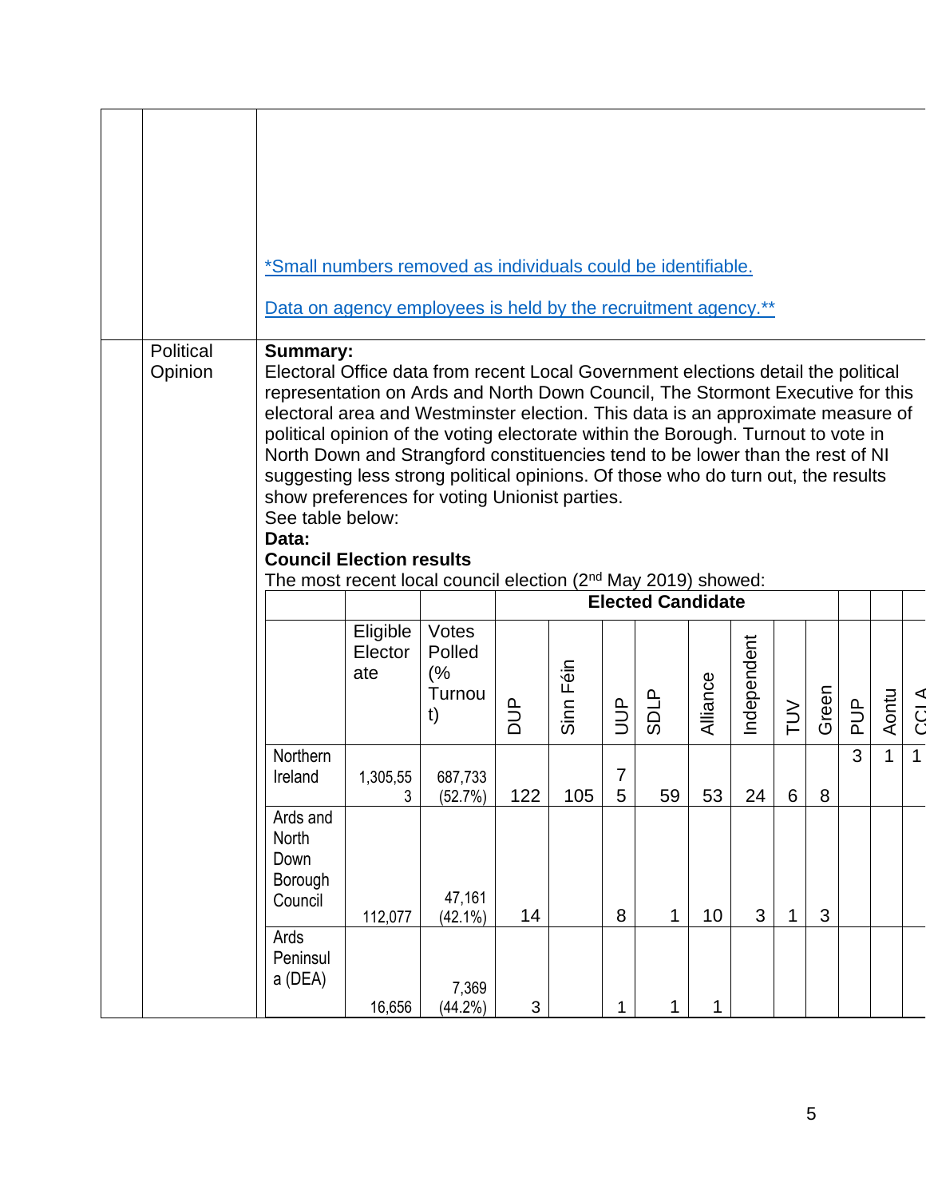*Small numbers removed as individuals could be identifiable.

Data on agency employees is held by the recruitment agency.**

Political Opinion

**Summary:**
Electoral Office data from recent Local Government elections detail the political representation on Ards and North Down Council, The Stormont Executive for this electoral area and Westminster election. This data is an approximate measure of political opinion of the voting electorate within the Borough. Turnout to vote in North Down and Strangford constituencies tend to be lower than the rest of NI suggesting less strong political opinions. Of those who do turn out, the results show preferences for voting Unionist parties.
See table below:

**Data:**

**Council Election results**

The most recent local council election (2nd May 2019) showed:

| | | | Elected Candidate | | | | | | | | | | | |
|---|---|---|---|---|---|---|---|---|---|---|---|---|---|---|
| | Eligible Electorate | Votes Polled (% Turnout) | DUP | Sinn Féin | UUP | SDLP | Alliance | Independent | TUV | Green | PUP | Aontu | CCLA |
| Northern Ireland | 1,305,553 | 687,733 (52.7%) | 122 | 105 | 75 | 59 | 53 | 24 | 6 | 8 | 3 | 1 | 1 |
| Ards and North Down Borough Council | 112,077 | 47,161 (42.1%) | 14 | | 8 | 1 | 10 | 3 | 1 | 3 | | | |
| Ards Peninsula (DEA) | 16,656 | 7,369 (44.2%) | 3 | | 1 | 1 | 1 | | | | | | |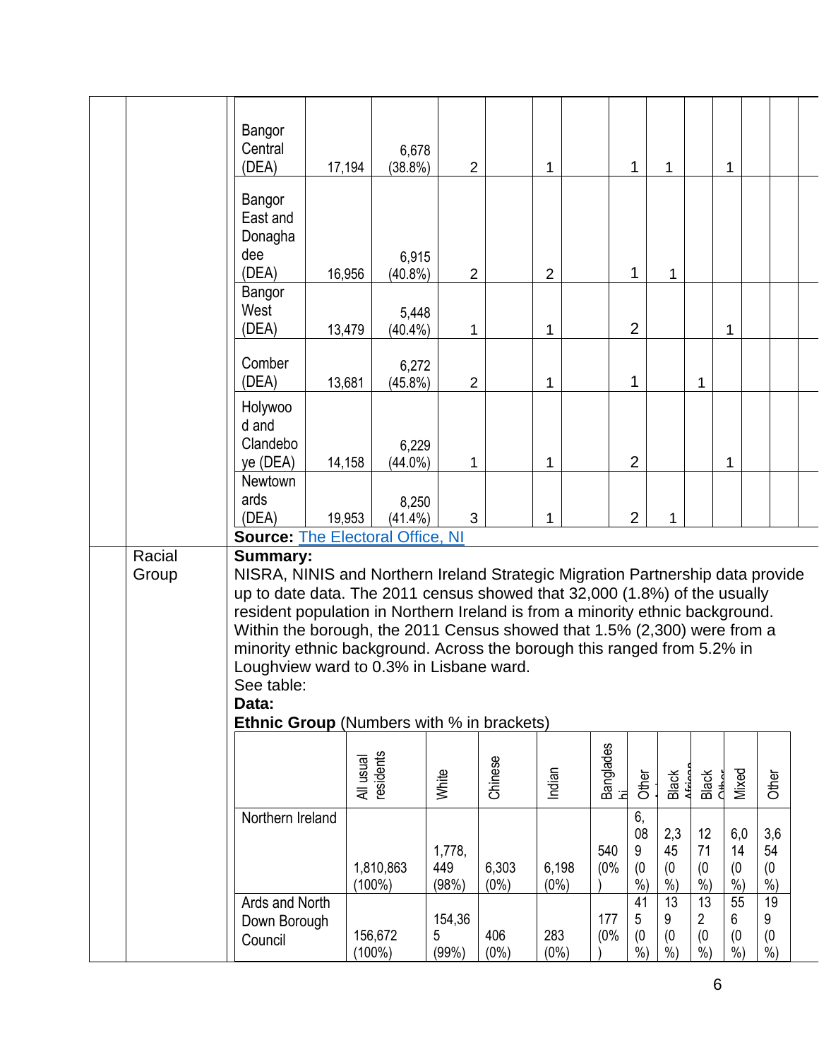| | | | | | | | | | | | | |
|---|---|---|---|---|---|---|---|---|---|---|---|---|
| Bangor Central (DEA) | 17,194 | 6,678 (38.8%) | 2 | | 1 | | 1 | 1 | | 1 | | |
| Bangor East and Donaghadee (DEA) | 16,956 | 6,915 (40.8%) | 2 | | 2 | | 1 | 1 | | | | |
| Bangor West (DEA) | 13,479 | 5,448 (40.4%) | 1 | | 1 | | 2 | | | 1 | | |
| Comber (DEA) | 13,681 | 6,272 (45.8%) | 2 | | 1 | | 1 | | 1 | | | |
| Holywood and Clandeboye (DEA) | 14,158 | 6,229 (44.0%) | 1 | | 1 | | 2 | | | 1 | | |
| Newtownards (DEA) | 19,953 | 8,250 (41.4%) | 3 | | 1 | | 2 | 1 | | | | |

**Source:** [The Electoral Office, NI]()

**Racial Group**

**Summary:**
NISRA, NINIS and Northern Ireland Strategic Migration Partnership data provide up to date data. The 2011 census showed that 32,000 (1.8%) of the usually resident population in Northern Ireland is from a minority ethnic background. Within the borough, the 2011 Census showed that 1.5% (2,300) were from a minority ethnic background. Across the borough this ranged from 5.2% in Loughview ward to 0.3% in Lisbane ward.
See table:

**Data:**

**Ethnic Group** (Numbers with % in brackets)

| | All usual residents | White | Chinese | Indian | Bangladeshi | Other Asian | Black African | Black Other | Mixed | Other |
|---|---|---|---|---|---|---|---|---|---|---|
| Northern Ireland | 1,810,863 (100%) | 1,778,449 (98%) | 6,303 (0%) | 6,198 (0%) | 540 (0%) | 6,089 (0%) | 2,345 (0%) | 1271 (0%) | 6,014 (0%) | 3,654 (0%) |
| Ards and North Down Borough Council | 156,672 (100%) | 154,365 (99%) | 406 (0%) | 283 (0%) | 177 (0%) | 415 (0%) | 139 (0%) | 132 (0%) | 556 (0%) | 199 (0%) |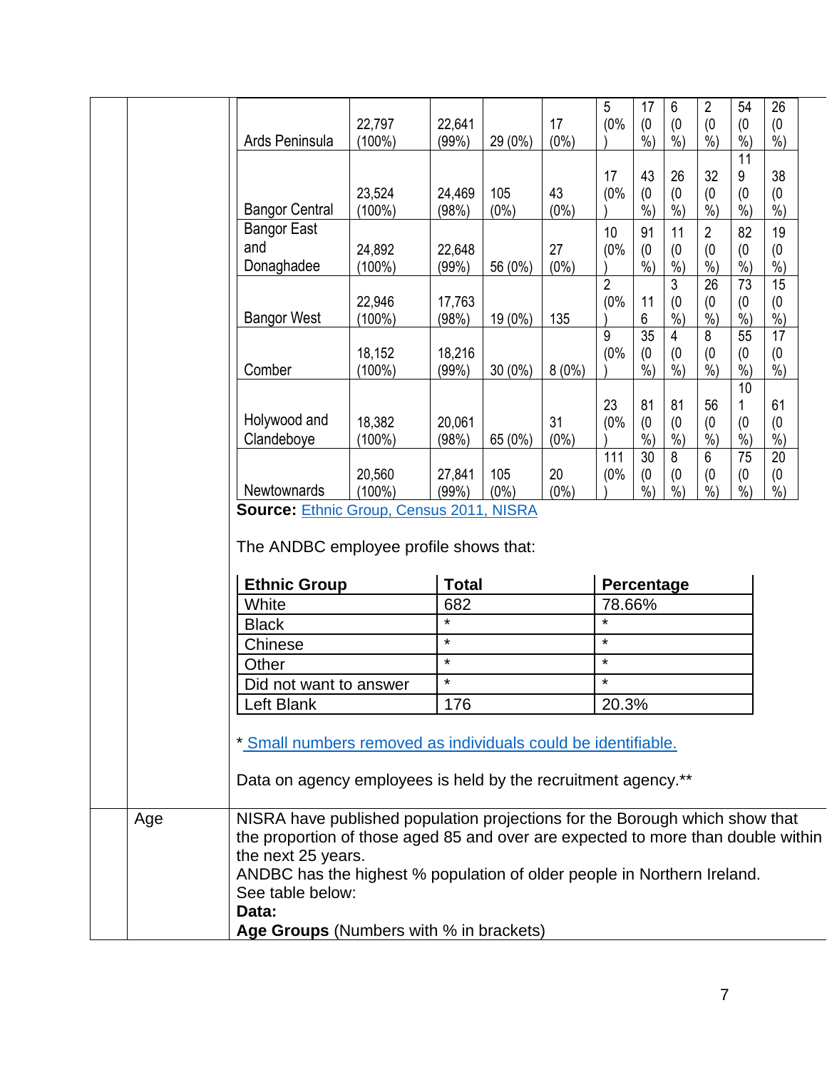| | | | | | | | | | | |
|---|---|---|---|---|---|---|---|---|---|---|
| Ards Peninsula | 22,797 (100%) | 22,641 (99%) | 29 (0%) | 17 (0%) | 5 (0%) | 17 (0%) | 6 (0%) | 2 (0%) | 54 (0%) | 26 (0%) |
| Bangor Central | 23,524 (100%) | 24,469 (98%) | 105 (0%) | 43 (0%) | 17 (0%) | 43 (0%) | 26 (0%) | 32 (0%) | 119 (0%) | 38 (0%) |
| Bangor East and Donaghadee | 24,892 (100%) | 22,648 (99%) | 56 (0%) | 27 (0%) | 10 (0%) | 91 (0%) | 11 (0%) | 2 (0%) | 82 (0%) | 19 (0%) |
| Bangor West | 22,946 (100%) | 17,763 (98%) | 19 (0%) | 135 | 2 (0%) | 116 | 3 (0%) | 26 (0%) | 73 (0%) | 15 (0%) |
| Comber | 18,152 (100%) | 18,216 (99%) | 30 (0%) | 8 (0%) | 9 (0%) | 35 (0%) | 4 (0%) | 8 (0%) | 55 (0%) | 17 (0%) |
| Holywood and Clandeboye | 18,382 (100%) | 20,061 (98%) | 65 (0%) | 31 (0%) | 23 (0%) | 81 (0%) | 81 (0%) | 56 (0%) | 101 (0%) | 61 (0%) |
| Newtownards | 20,560 (100%) | 27,841 (99%) | 105 (0%) | 20 (0%) | 111 (0%) | 30 (0%) | 8 (0%) | 6 (0%) | 75 (0%) | 20 (0%) |

**Source:** Ethnic Group, Census 2011, NISRA

The ANDBC employee profile shows that:

| Ethnic Group | Total | Percentage |
|---|---|---|
| White | 682 | 78.66% |
| Black | * | * |
| Chinese | * | * |
| Other | * | * |
| Did not want to answer | * | * |
| Left Blank | 176 | 20.3% |

* Small numbers removed as individuals could be identifiable.

Data on agency employees is held by the recruitment agency.**

**Age**

NISRA have published population projections for the Borough which show that the proportion of those aged 85 and over are expected to more than double within the next 25 years.
ANDBC has the highest % population of older people in Northern Ireland.
See table below:
**Data:**
**Age Groups** (Numbers with % in brackets)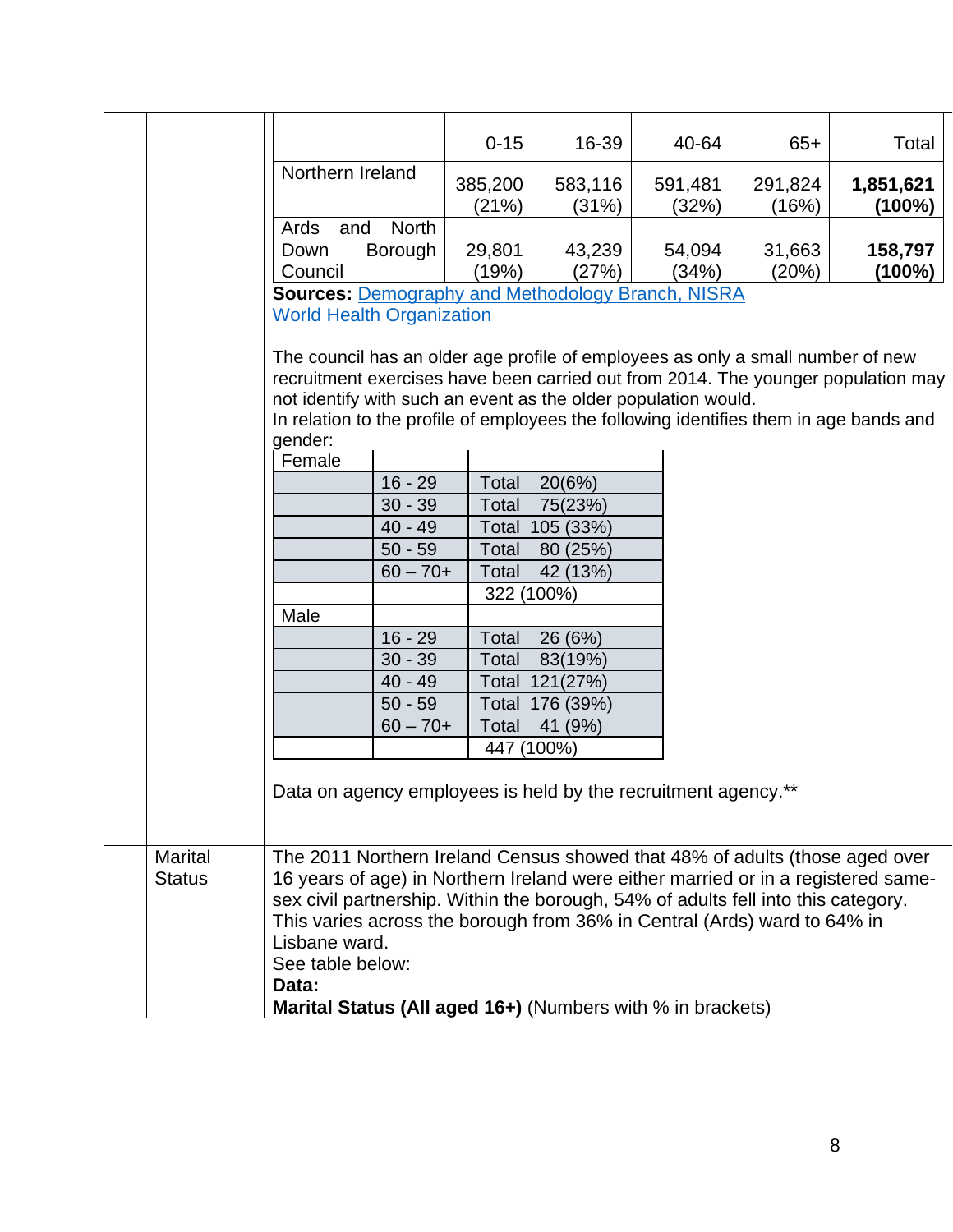| | 0-15 | 16-39 | 40-64 | 65+ | Total |
|---|---|---|---|---|---|
| Northern Ireland | 385,200 (21%) | 583,116 (31%) | 591,481 (32%) | 291,824 (16%) | **1,851,621 (100%)** |
| Ards and North Down Borough Council | 29,801 (19%) | 43,239 (27%) | 54,094 (34%) | 31,663 (20%) | **158,797 (100%)** |

**Sources:** Demography and Methodology Branch, NISRA
World Health Organization

The council has an older age profile of employees as only a small number of new recruitment exercises have been carried out from 2014. The younger population may not identify with such an event as the older population would.
In relation to the profile of employees the following identifies them in age bands and gender:

| Female | | |
|---|---|---|
| | 16 - 29 | Total 20(6%) |
| | 30 - 39 | Total 75(23%) |
| | 40 - 49 | Total 105 (33%) |
| | 50 - 59 | Total 80 (25%) |
| | 60 – 70+ | Total 42 (13%) |
| | | 322 (100%) |
| Male | | |
| | 16 - 29 | Total 26 (6%) |
| | 30 - 39 | Total 83(19%) |
| | 40 - 49 | Total 121(27%) |
| | 50 - 59 | Total 176 (39%) |
| | 60 – 70+ | Total 41 (9%) |
| | | 447 (100%) |

Data on agency employees is held by the recruitment agency.**

**Marital Status**

The 2011 Northern Ireland Census showed that 48% of adults (those aged over 16 years of age) in Northern Ireland were either married or in a registered same-sex civil partnership. Within the borough, 54% of adults fell into this category. This varies across the borough from 36% in Central (Ards) ward to 64% in Lisbane ward.
See table below:
**Data:**
**Marital Status (All aged 16+)** (Numbers with % in brackets)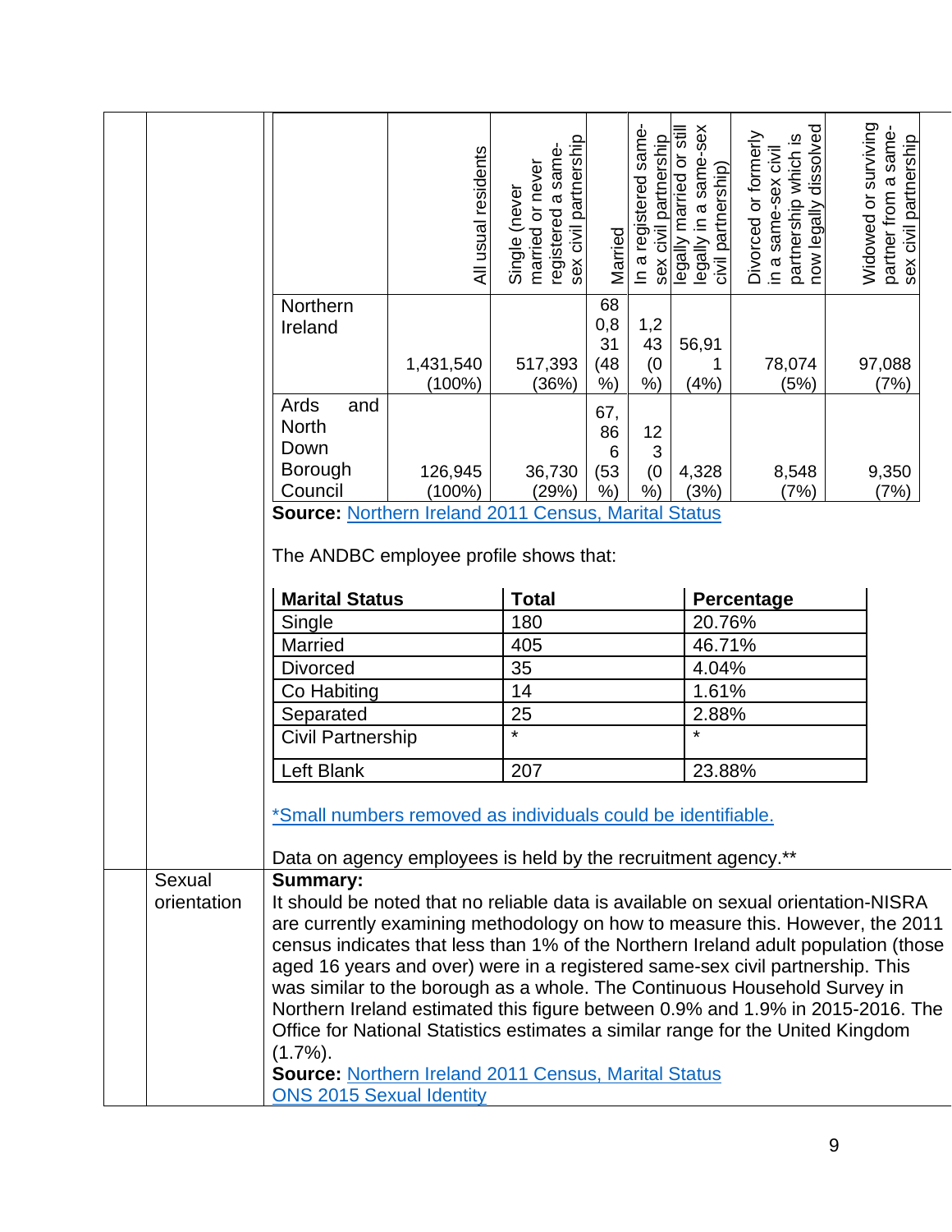| | All usual residents | Single (never married or never registered a same-sex civil partnership | Married | In a registered same-sex civil partnership | legally married or still legally in a same-sex civil partnership) | Divorced or formerly in a same-sex civil partnership which is now legally dissolved | Widowed or surviving partner from a same-sex civil partnership |
|---|---|---|---|---|---|---|---|
| Northern Ireland | 1,431,540 (100%) | 517,393 (36%) | 680,831 (48%) | 1,243 (0%) | 56,911 (4%) | 78,074 (5%) | 97,088 (7%) |
| Ards and North Down Borough Council | 126,945 (100%) | 36,730 (29%) | 67,866 (53%) | 123 (0%) | 4,328 (3%) | 8,548 (7%) | 9,350 (7%) |

**Source:** Northern Ireland 2011 Census, Marital Status

The ANDBC employee profile shows that:

| Marital Status | Total | Percentage |
|---|---|---|
| Single | 180 | 20.76% |
| Married | 405 | 46.71% |
| Divorced | 35 | 4.04% |
| Co Habiting | 14 | 1.61% |
| Separated | 25 | 2.88% |
| Civil Partnership | * | * |
| Left Blank | 207 | 23.88% |

*Small numbers removed as individuals could be identifiable.

Data on agency employees is held by the recruitment agency.**

**Sexual orientation**

**Summary:**
It should be noted that no reliable data is available on sexual orientation-NISRA are currently examining methodology on how to measure this. However, the 2011 census indicates that less than 1% of the Northern Ireland adult population (those aged 16 years and over) were in a registered same-sex civil partnership. This was similar to the borough as a whole. The Continuous Household Survey in Northern Ireland estimated this figure between 0.9% and 1.9% in 2015-2016. The Office for National Statistics estimates a similar range for the United Kingdom (1.7%).

**Source:** Northern Ireland 2011 Census, Marital Status
ONS 2015 Sexual Identity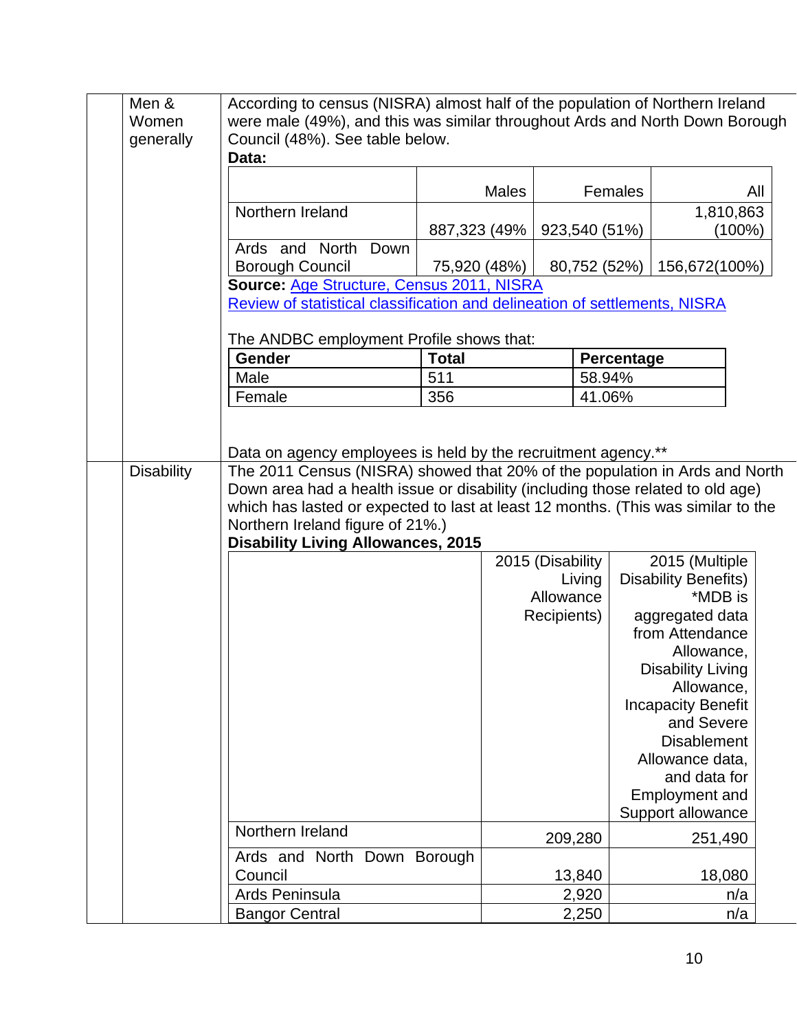| | | |
|---|---|---|
| | Men & Women generally | According to census (NISRA) almost half of the population of Northern Ireland were male (49%), and this was similar throughout Ards and North Down Borough Council (48%). See table below. |

**Data:**

| | Males | Females | All |
|---|---|---|---|
| Northern Ireland | 887,323 (49% | 923,540 (51%) | 1,810,863 (100%) |
| Ards and North Down Borough Council | 75,920 (48%) | 80,752 (52%) | 156,672(100%) |

**Source:** Age Structure, Census 2011, NISRA
Review of statistical classification and delineation of settlements, NISRA

The ANDBC employment Profile shows that:

| Gender | Total | Percentage |
|---|---|---|
| Male | 511 | 58.94% |
| Female | 356 | 41.06% |

Data on agency employees is held by the recruitment agency.**

| | | |
|---|---|---|
| | Disability | The 2011 Census (NISRA) showed that 20% of the population in Ards and North Down area had a health issue or disability (including those related to old age) which has lasted or expected to last at least 12 months. (This was similar to the Northern Ireland figure of 21%.) |

**Disability Living Allowances, 2015**

| | 2015 (Disability Living Allowance Recipients) | 2015 (Multiple Disability Benefits) *MDB is aggregated data from Attendance Allowance, Disability Living Allowance, Incapacity Benefit and Severe Disablement Allowance data, and data for Employment and Support allowance |
|---|---|---|
| Northern Ireland | 209,280 | 251,490 |
| Ards and North Down Borough Council | 13,840 | 18,080 |
| Ards Peninsula | 2,920 | n/a |
| Bangor Central | 2,250 | n/a |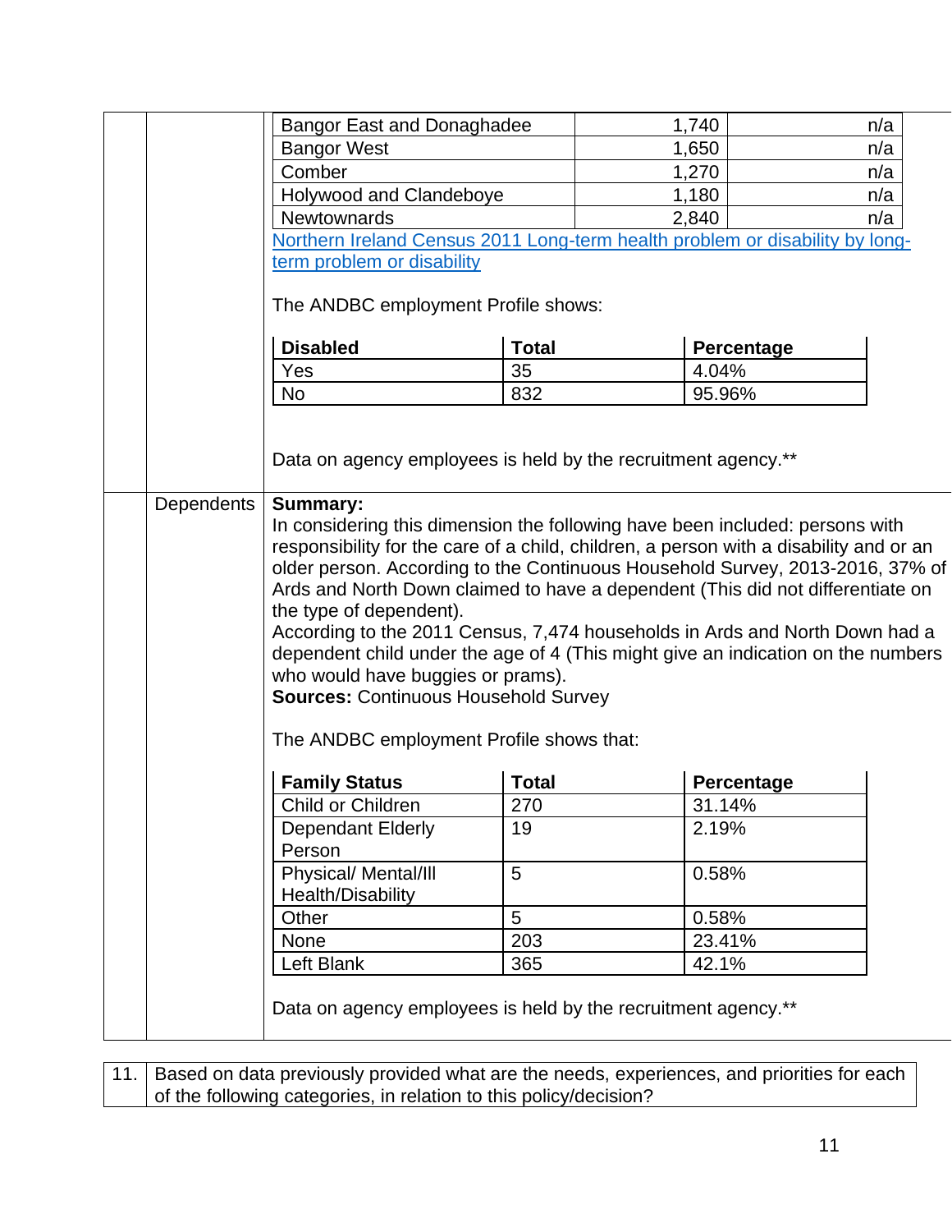| Bangor East and Donaghadee | 1,740 | n/a |
|---|---|---|
| Bangor West | 1,650 | n/a |
| Comber | 1,270 | n/a |
| Holywood and Clandeboye | 1,180 | n/a |
| Newtownards | 2,840 | n/a |

Northern Ireland Census 2011 Long-term health problem or disability by long-term problem or disability

The ANDBC employment Profile shows:

| Disabled | Total | Percentage |
|---|---|---|
| Yes | 35 | 4.04% |
| No | 832 | 95.96% |

Data on agency employees is held by the recruitment agency.**

**Dependents**

**Summary:**
In considering this dimension the following have been included: persons with responsibility for the care of a child, children, a person with a disability and or an older person. According to the Continuous Household Survey, 2013-2016, 37% of Ards and North Down claimed to have a dependent (This did not differentiate on the type of dependent).
According to the 2011 Census, 7,474 households in Ards and North Down had a dependent child under the age of 4 (This might give an indication on the numbers who would have buggies or prams).
**Sources:** Continuous Household Survey

The ANDBC employment Profile shows that:

| Family Status | Total | Percentage |
|---|---|---|
| Child or Children | 270 | 31.14% |
| Dependant Elderly Person | 19 | 2.19% |
| Physical/ Mental/Ill Health/Disability | 5 | 0.58% |
| Other | 5 | 0.58% |
| None | 203 | 23.41% |
| Left Blank | 365 | 42.1% |

Data on agency employees is held by the recruitment agency.**

| 11. | Based on data previously provided what are the needs, experiences, and priorities for each of the following categories, in relation to this policy/decision? |
|---|---|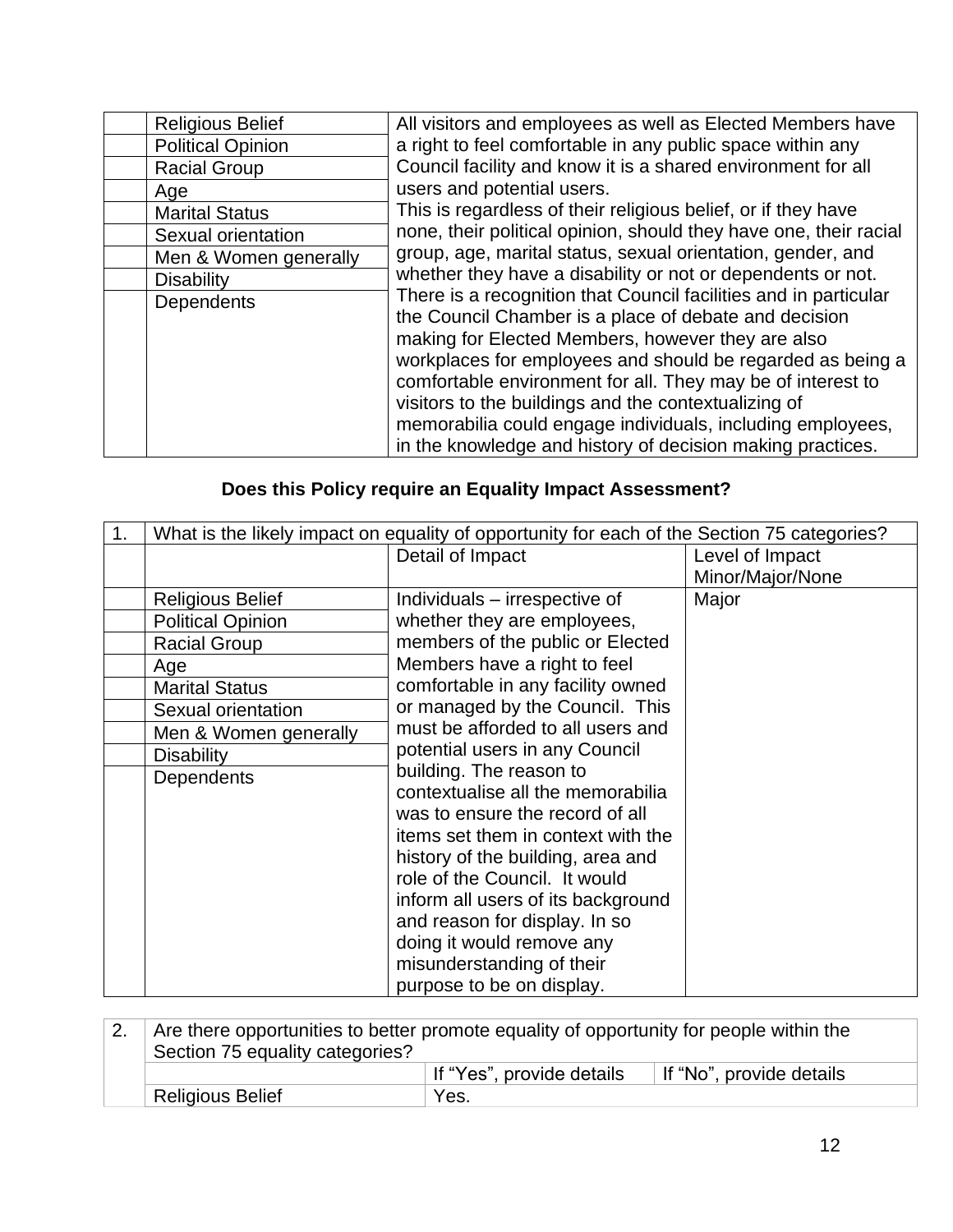| | | |
|---|---|---|
| | Religious Belief<br>Political Opinion<br>Racial Group<br>Age<br>Marital Status<br>Sexual orientation<br>Men & Women generally<br>Disability<br>Dependents | All visitors and employees as well as Elected Members have a right to feel comfortable in any public space within any Council facility and know it is a shared environment for all users and potential users.<br>This is regardless of their religious belief, or if they have none, their political opinion, should they have one, their racial group, age, marital status, sexual orientation, gender, and whether they have a disability or not or dependents or not. There is a recognition that Council facilities and in particular the Council Chamber is a place of debate and decision making for Elected Members, however they are also workplaces for employees and should be regarded as being a comfortable environment for all. They may be of interest to visitors to the buildings and the contextualizing of memorabilia could engage individuals, including employees, in the knowledge and history of decision making practices. |

**Does this Policy require an Equality Impact Assessment?**

| 1. | What is the likely impact on equality of opportunity for each of the Section 75 categories? | | |
|---|---|---|---|
| | | Detail of Impact | Level of Impact Minor/Major/None |
| | Religious Belief<br>Political Opinion<br>Racial Group<br>Age<br>Marital Status<br>Sexual orientation<br>Men & Women generally<br>Disability<br>Dependents | Individuals – irrespective of whether they are employees, members of the public or Elected Members have a right to feel comfortable in any facility owned or managed by the Council. This must be afforded to all users and potential users in any Council building. The reason to contextualise all the memorabilia was to ensure the record of all items set them in context with the history of the building, area and role of the Council. It would inform all users of its background and reason for display. In so doing it would remove any misunderstanding of their purpose to be on display. | Major |

| 2. | Are there opportunities to better promote equality of opportunity for people within the Section 75 equality categories? | | |
|---|---|---|---|
| | | If "Yes", provide details | If "No", provide details |
| | Religious Belief | Yes. | |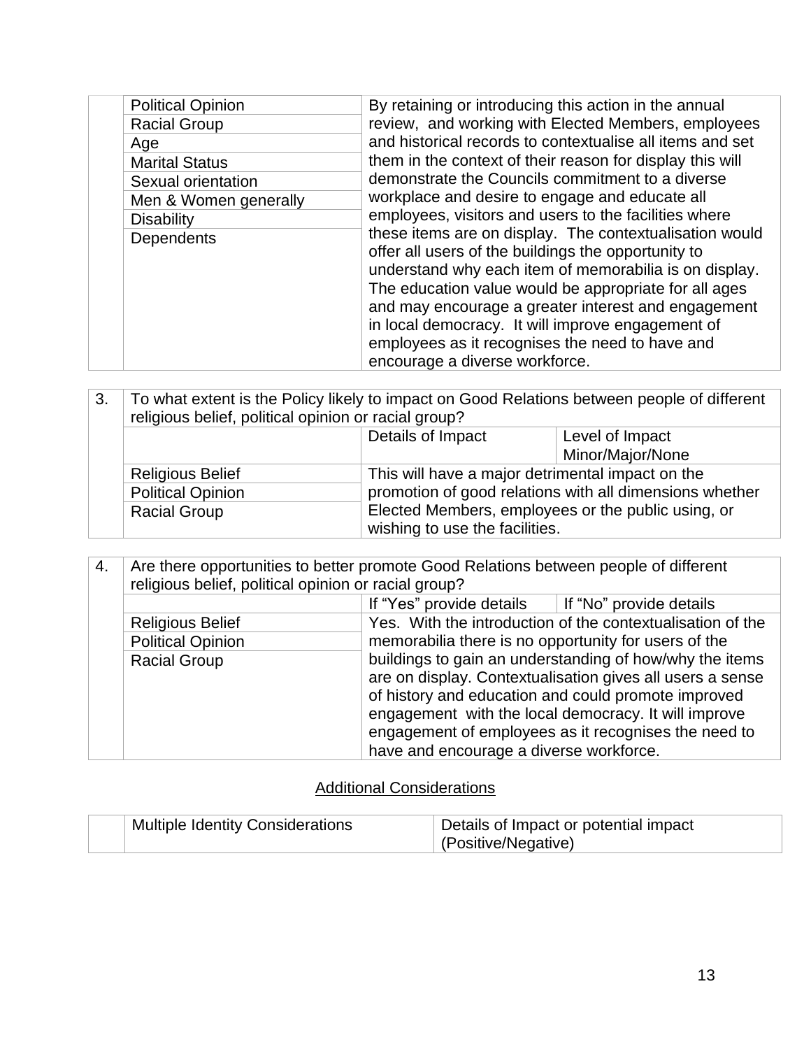| | | |
|---|---|---|
| | Political Opinion<br>Racial Group<br>Age<br>Marital Status<br>Sexual orientation<br>Men & Women generally<br>Disability<br>Dependents | By retaining or introducing this action in the annual review, and working with Elected Members, employees and historical records to contextualise all items and set them in the context of their reason for display this will demonstrate the Councils commitment to a diverse workplace and desire to engage and educate all employees, visitors and users to the facilities where these items are on display. The contextualisation would offer all users of the buildings the opportunity to understand why each item of memorabilia is on display. The education value would be appropriate for all ages and may encourage a greater interest and engagement in local democracy. It will improve engagement of employees as it recognises the need to have and encourage a diverse workforce. |

| | | | |
|---|---|---|---|
| 3. | To what extent is the Policy likely to impact on Good Relations between people of different religious belief, political opinion or racial group? | | |
| | | Details of Impact | Level of Impact Minor/Major/None |
| | Religious Belief<br>Political Opinion<br>Racial Group | This will have a major detrimental impact on the promotion of good relations with all dimensions whether Elected Members, employees or the public using, or wishing to use the facilities. | |

| | | | |
|---|---|---|---|
| 4. | Are there opportunities to better promote Good Relations between people of different religious belief, political opinion or racial group? | | |
| | | If "Yes" provide details | If "No" provide details |
| | Religious Belief<br>Political Opinion<br>Racial Group | Yes. With the introduction of the contextualisation of the memorabilia there is no opportunity for users of the buildings to gain an understanding of how/why the items are on display. Contextualisation gives all users a sense of history and education and could promote improved engagement with the local democracy. It will improve engagement of employees as it recognises the need to have and encourage a diverse workforce. | |

## Additional Considerations

| | Multiple Identity Considerations | Details of Impact or potential impact (Positive/Negative) |
|---|---|---|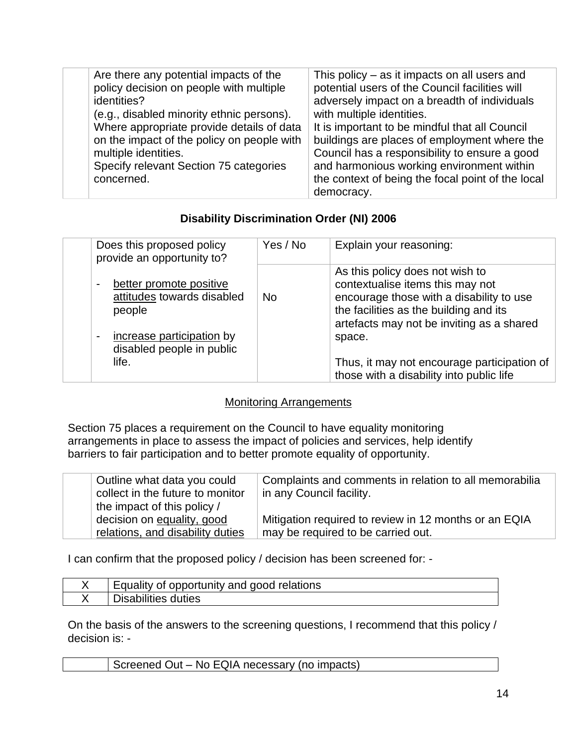| | | |
|---|---|---|
| | Are there any potential impacts of the policy decision on people with multiple identities?<br>(e.g., disabled minority ethnic persons).<br>Where appropriate provide details of data on the impact of the policy on people with multiple identities.<br>Specify relevant Section 75 categories concerned. | This policy – as it impacts on all users and potential users of the Council facilities will adversely impact on a breadth of individuals with multiple identities.<br>It is important to be mindful that all Council buildings are places of employment where the Council has a responsibility to ensure a good and harmonious working environment within the context of being the focal point of the local democracy. |

**Disability Discrimination Order (NI) 2006**

| | Does this proposed policy provide an opportunity to? | Yes / No | Explain your reasoning: |
|---|---|---|---|
| | - better promote positive attitudes towards disabled people<br><br>- increase participation by disabled people in public life. | No | As this policy does not wish to contextualise items this may not encourage those with a disability to use the facilities as the building and its artefacts may not be inviting as a shared space.<br><br>Thus, it may not encourage participation of those with a disability into public life |

Monitoring Arrangements

Section 75 places a requirement on the Council to have equality monitoring arrangements in place to assess the impact of policies and services, help identify barriers to fair participation and to better promote equality of opportunity.

| | | |
|---|---|---|
| | Outline what data you could collect in the future to monitor the impact of this policy / decision on equality, good relations, and disability duties | Complaints and comments in relation to all memorabilia in any Council facility.<br><br>Mitigation required to review in 12 months or an EQIA may be required to be carried out. |

I can confirm that the proposed policy / decision has been screened for: -

| | |
|---|---|
| X | Equality of opportunity and good relations |
| X | Disabilities duties |

On the basis of the answers to the screening questions, I recommend that this policy / decision is: -

| | |
|---|---|
| | Screened Out – No EQIA necessary (no impacts) |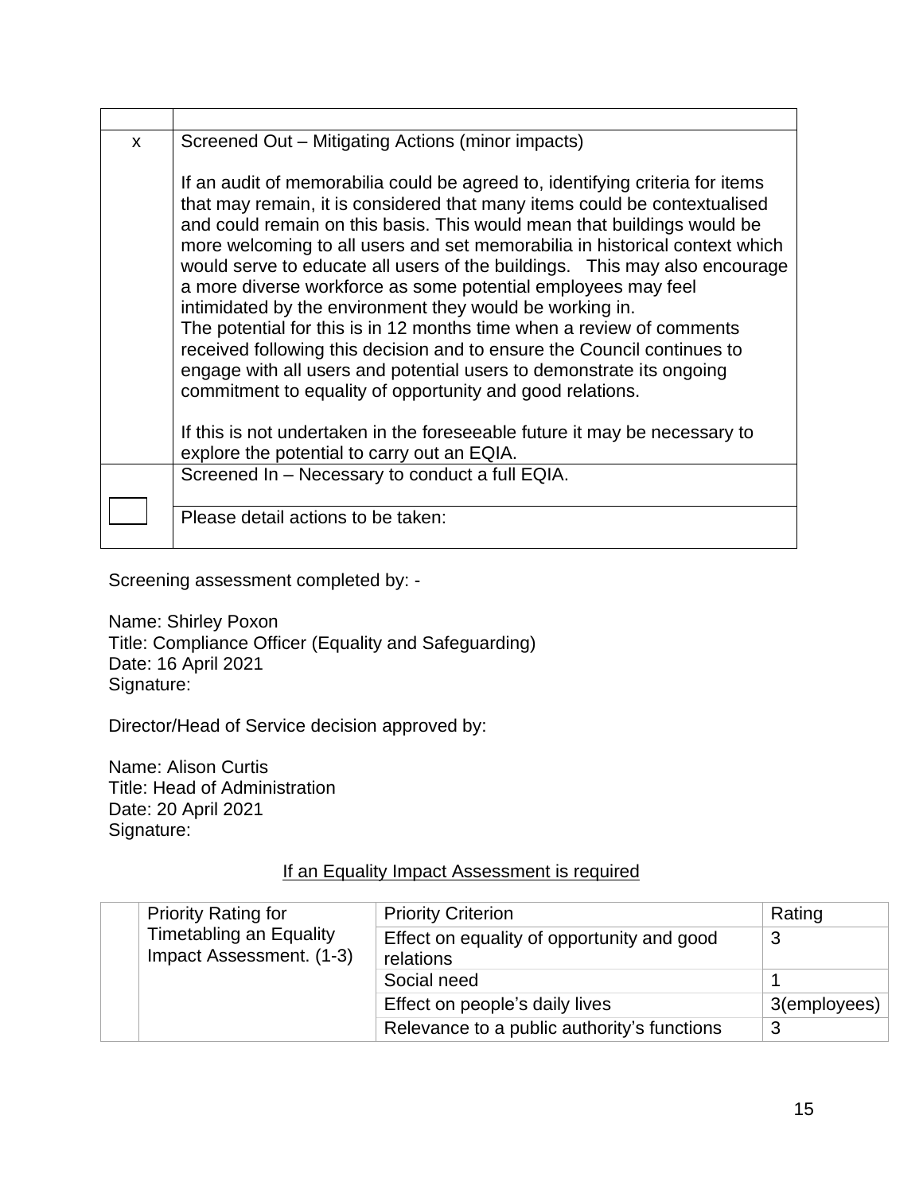| | |
|---|---|
| x | Screened Out – Mitigating Actions (minor impacts)<br><br>If an audit of memorabilia could be agreed to, identifying criteria for items that may remain, it is considered that many items could be contextualised and could remain on this basis. This would mean that buildings would be more welcoming to all users and set memorabilia in historical context which would serve to educate all users of the buildings. This may also encourage a more diverse workforce as some potential employees may feel intimidated by the environment they would be working in.<br>The potential for this is in 12 months time when a review of comments received following this decision and to ensure the Council continues to engage with all users and potential users to demonstrate its ongoing commitment to equality of opportunity and good relations.<br><br>If this is not undertaken in the foreseeable future it may be necessary to explore the potential to carry out an EQIA. |
| | Screened In – Necessary to conduct a full EQIA. |
| | Please detail actions to be taken: |

Screening assessment completed by: -

Name: Shirley Poxon
Title: Compliance Officer (Equality and Safeguarding)
Date: 16 April 2021
Signature:

Director/Head of Service decision approved by:

Name: Alison Curtis
Title: Head of Administration
Date: 20 April 2021
Signature:

<u>If an Equality Impact Assessment is required</u>

| | Priority Rating for Timetabling an Equality Impact Assessment. (1-3) | Priority Criterion | Rating |
|---|---|---|---|
| | | Effect on equality of opportunity and good relations | 3 |
| | | Social need | 1 |
| | | Effect on people's daily lives | 3(employees) |
| | | Relevance to a public authority's functions | 3 |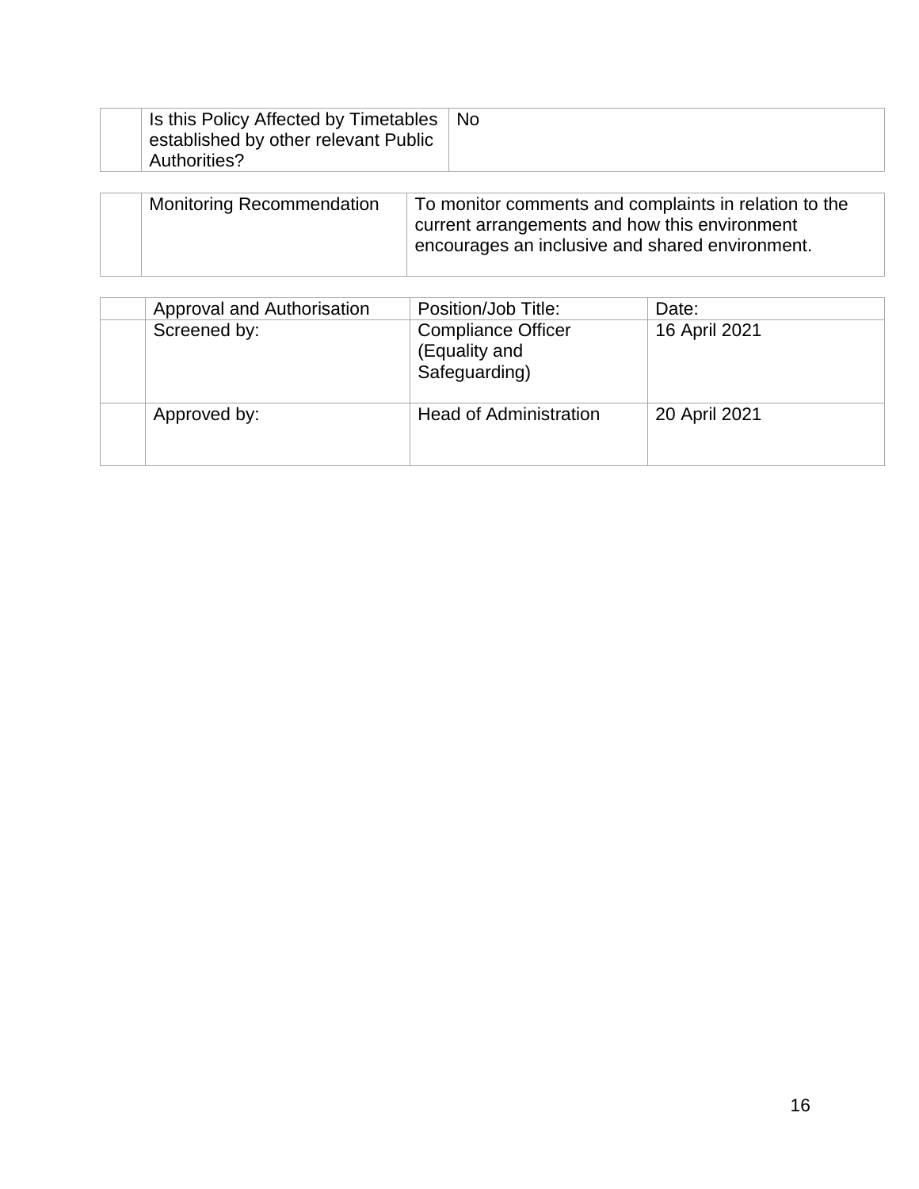| | | |
|---|---|---|
| | Is this Policy Affected by Timetables established by other relevant Public Authorities? | No |

| | | |
|---|---|---|
| | Monitoring Recommendation | To monitor comments and complaints in relation to the current arrangements and how this environment encourages an inclusive and shared environment. |

| | Approval and Authorisation | Position/Job Title: | Date: |
|---|---|---|---|
| | Screened by: | Compliance Officer (Equality and Safeguarding) | 16 April 2021 |
| | Approved by: | Head of Administration | 20 April 2021 |